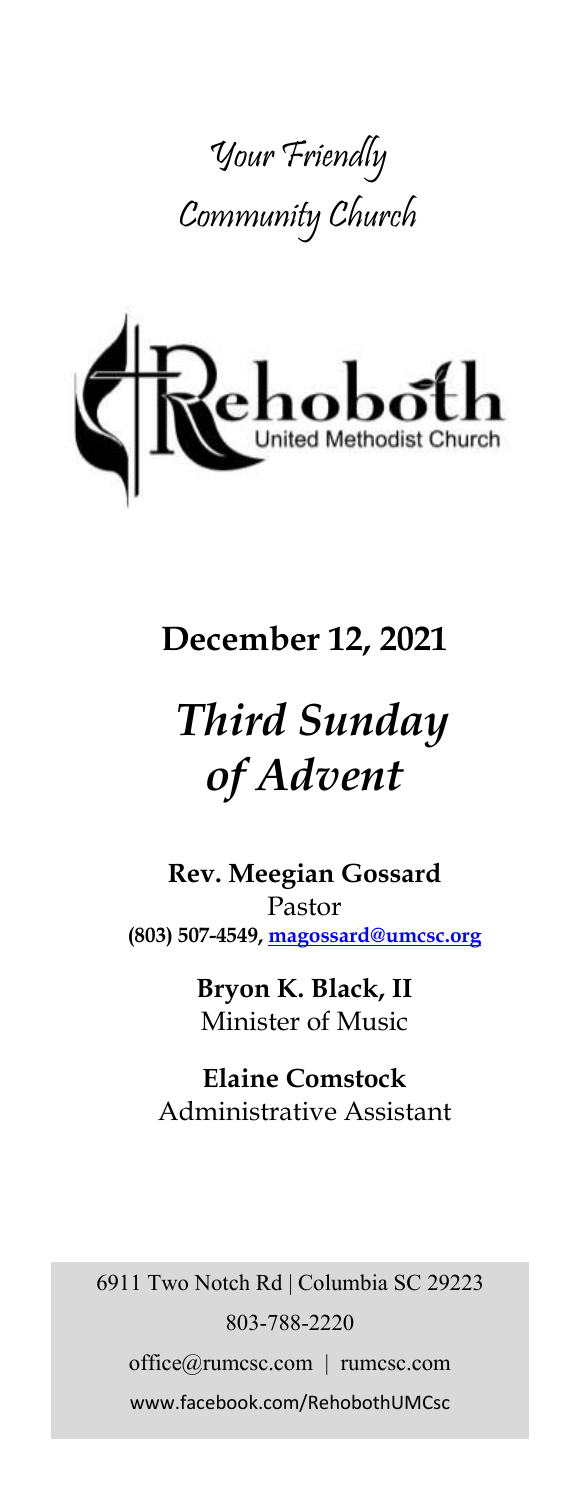# Your Friendly Community Church

Rehoboth
United Methodist Church

## December 12, 2021

# *Third Sunday of Advent*

**Rev. Meegian Gossard**
Pastor
**(803) 507-4549, magossard@umcsc.org**

**Bryon K. Black, II**
Minister of Music

**Elaine Comstock**
Administrative Assistant

6911 Two Notch Rd | Columbia SC 29223
803-788-2220
office@rumcsc.com | rumcsc.com
www.facebook.com/RehobothUMCsc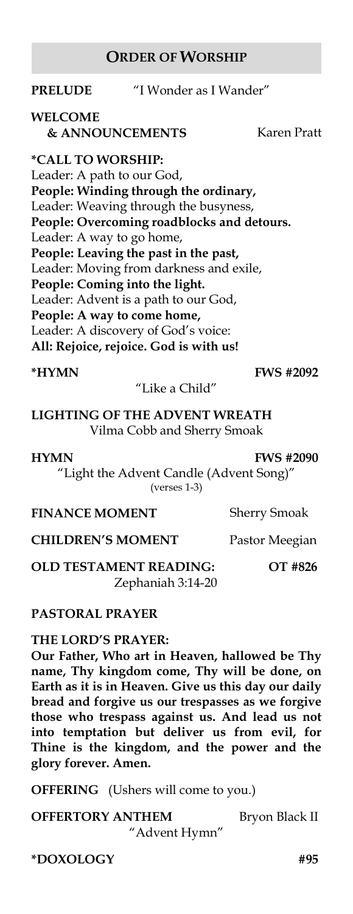## Order of Worship

**PRELUDE** "I Wonder as I Wander"

**WELCOME & ANNOUNCEMENTS** Karen Pratt

**\*CALL TO WORSHIP:**

Leader: A path to our God,
**People: Winding through the ordinary,**
Leader: Weaving through the busyness,
**People: Overcoming roadblocks and detours.**
Leader: A way to go home,
**People: Leaving the past in the past,**
Leader: Moving from darkness and exile,
**People: Coming into the light.**
Leader: Advent is a path to our God,
**People: A way to come home,**
Leader: A discovery of God's voice:
**All: Rejoice, rejoice. God is with us!**

**\*HYMN** **FWS #2092**
"Like a Child"

**LIGHTING OF THE ADVENT WREATH**
Vilma Cobb and Sherry Smoak

**HYMN** **FWS #2090**
"Light the Advent Candle (Advent Song)"
(verses 1-3)

**FINANCE MOMENT** Sherry Smoak

**CHILDREN'S MOMENT** Pastor Meegian

**OLD TESTAMENT READING:** **OT #826**
Zephaniah 3:14-20

**PASTORAL PRAYER**

**THE LORD'S PRAYER:**

**Our Father, Who art in Heaven, hallowed be Thy name, Thy kingdom come, Thy will be done, on Earth as it is in Heaven. Give us this day our daily bread and forgive us our trespasses as we forgive those who trespass against us. And lead us not into temptation but deliver us from evil, for Thine is the kingdom, and the power and the glory forever. Amen.**

**OFFERING** (Ushers will come to you.)

**OFFERTORY ANTHEM** Bryon Black II
"Advent Hymn"

**\*DOXOLOGY** **#95**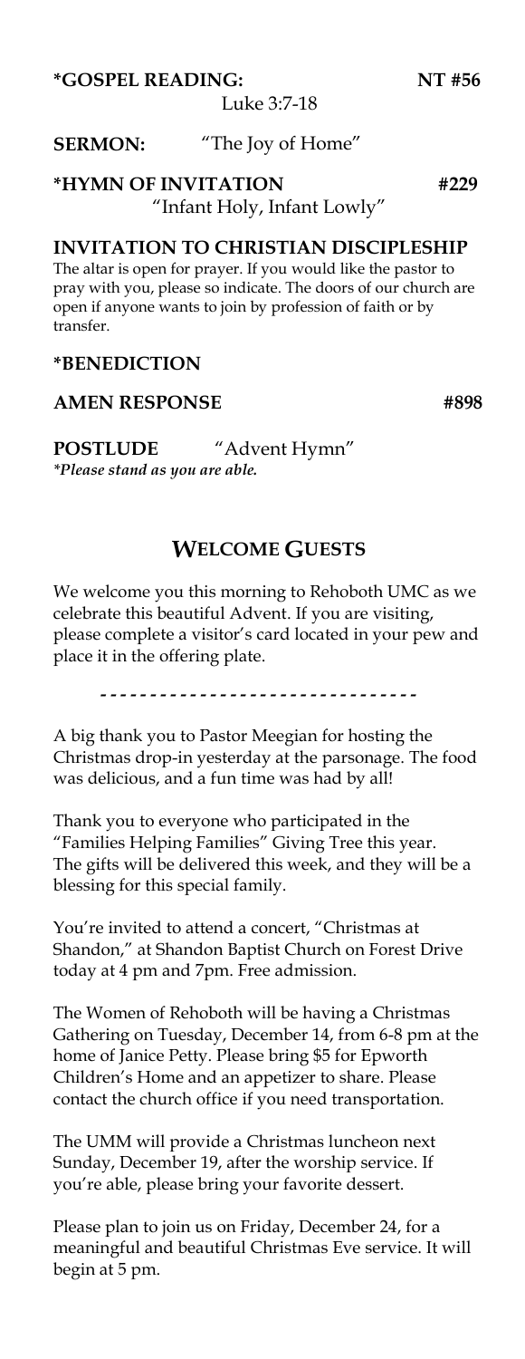**\*GOSPEL READING:** **NT #56**
Luke 3:7-18

**SERMON:** "The Joy of Home"

**\*HYMN OF INVITATION** **#229**
"Infant Holy, Infant Lowly"

**INVITATION TO CHRISTIAN DISCIPLESHIP**

The altar is open for prayer. If you would like the pastor to pray with you, please so indicate. The doors of our church are open if anyone wants to join by profession of faith or by transfer.

**\*BENEDICTION**

**AMEN RESPONSE** **#898**

**POSTLUDE** "Advent Hymn"

*\*Please stand as you are able.*

## WELCOME GUESTS

We welcome you this morning to Rehoboth UMC as we celebrate this beautiful Advent. If you are visiting, please complete a visitor's card located in your pew and place it in the offering plate.

- - - - - - - - - - - - - - - - - - - - - - - - - - - - - - - -

A big thank you to Pastor Meegian for hosting the Christmas drop-in yesterday at the parsonage. The food was delicious, and a fun time was had by all!

Thank you to everyone who participated in the "Families Helping Families" Giving Tree this year. The gifts will be delivered this week, and they will be a blessing for this special family.

You're invited to attend a concert, "Christmas at Shandon," at Shandon Baptist Church on Forest Drive today at 4 pm and 7pm. Free admission.

The Women of Rehoboth will be having a Christmas Gathering on Tuesday, December 14, from 6-8 pm at the home of Janice Petty. Please bring $5 for Epworth Children's Home and an appetizer to share. Please contact the church office if you need transportation.

The UMM will provide a Christmas luncheon next Sunday, December 19, after the worship service. If you're able, please bring your favorite dessert.

Please plan to join us on Friday, December 24, for a meaningful and beautiful Christmas Eve service. It will begin at 5 pm.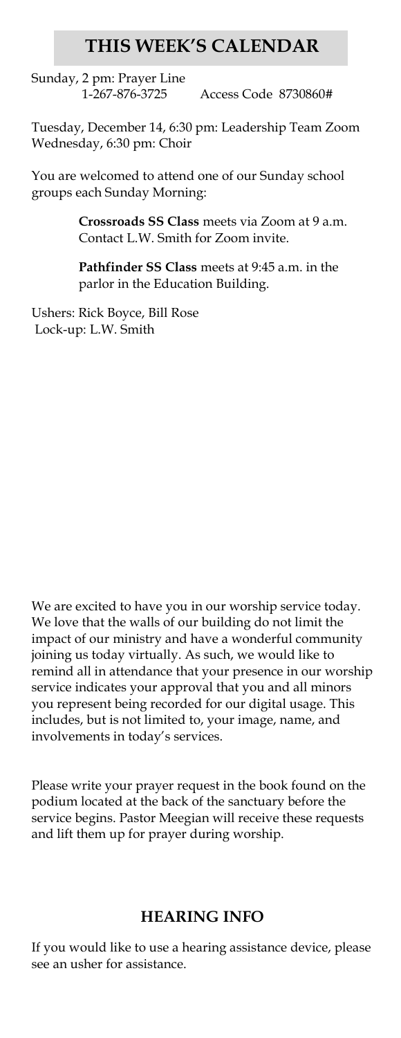## THIS WEEK'S CALENDAR

Sunday, 2 pm: Prayer Line
1-267-876-3725 Access Code 8730860#

Tuesday, December 14, 6:30 pm: Leadership Team Zoom
Wednesday, 6:30 pm: Choir

You are welcomed to attend one of our Sunday school groups each Sunday Morning:

> **Crossroads SS Class** meets via Zoom at 9 a.m. Contact L.W. Smith for Zoom invite.
>
> **Pathfinder SS Class** meets at 9:45 a.m. in the parlor in the Education Building.

Ushers: Rick Boyce, Bill Rose
Lock-up: L.W. Smith

We are excited to have you in our worship service today. We love that the walls of our building do not limit the impact of our ministry and have a wonderful community joining us today virtually. As such, we would like to remind all in attendance that your presence in our worship service indicates your approval that you and all minors you represent being recorded for our digital usage. This includes, but is not limited to, your image, name, and involvements in today's services.

Please write your prayer request in the book found on the podium located at the back of the sanctuary before the service begins. Pastor Meegian will receive these requests and lift them up for prayer during worship.

## HEARING INFO

If you would like to use a hearing assistance device, please see an usher for assistance.